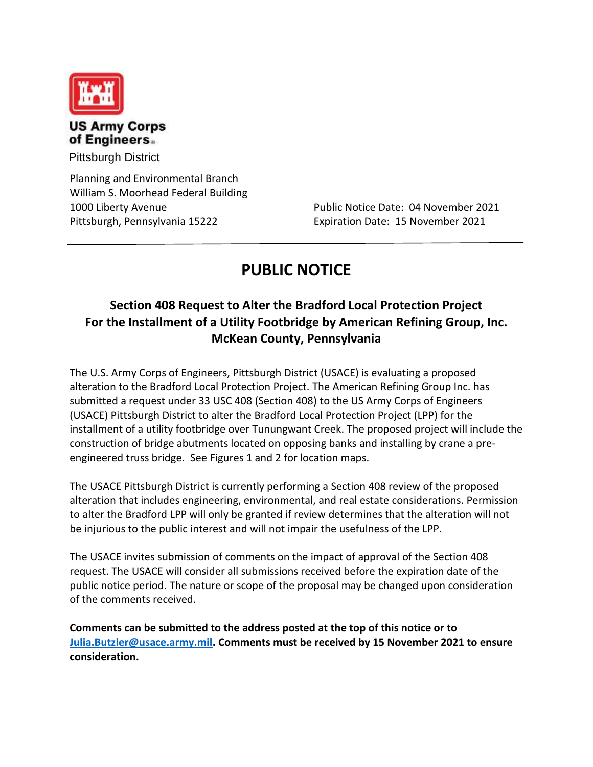US Army Corps of Engineers
Pittsburgh District

Planning and Environmental Branch
William S. Moorhead Federal Building
1000 Liberty Avenue
Pittsburgh, Pennsylvania 15222

Public Notice Date: 04 November 2021
Expiration Date: 15 November 2021

---

# PUBLIC NOTICE

## Section 408 Request to Alter the Bradford Local Protection Project For the Installment of a Utility Footbridge by American Refining Group, Inc. McKean County, Pennsylvania

The U.S. Army Corps of Engineers, Pittsburgh District (USACE) is evaluating a proposed alteration to the Bradford Local Protection Project. The American Refining Group Inc. has submitted a request under 33 USC 408 (Section 408) to the US Army Corps of Engineers (USACE) Pittsburgh District to alter the Bradford Local Protection Project (LPP) for the installment of a utility footbridge over Tunungwant Creek. The proposed project will include the construction of bridge abutments located on opposing banks and installing by crane a pre-engineered truss bridge. See Figures 1 and 2 for location maps.

The USACE Pittsburgh District is currently performing a Section 408 review of the proposed alteration that includes engineering, environmental, and real estate considerations. Permission to alter the Bradford LPP will only be granted if review determines that the alteration will not be injurious to the public interest and will not impair the usefulness of the LPP.

The USACE invites submission of comments on the impact of approval of the Section 408 request. The USACE will consider all submissions received before the expiration date of the public notice period. The nature or scope of the proposal may be changed upon consideration of the comments received.

**Comments can be submitted to the address posted at the top of this notice or to Julia.Butzler@usace.army.mil. Comments must be received by 15 November 2021 to ensure consideration.**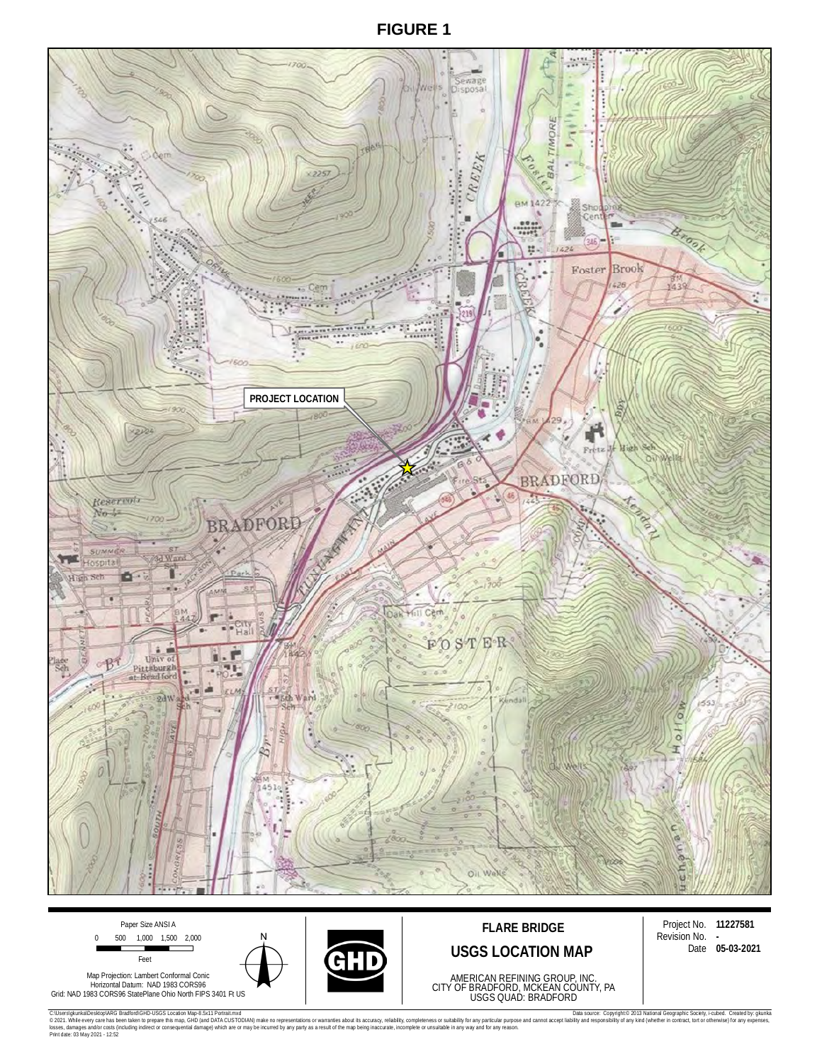# FIGURE 1

PROJECT LOCATION

Paper Size ANSI A

0 500 1,000 1,500 2,000

Feet

Map Projection: Lambert Conformal Conic
Horizontal Datum: NAD 1983 CORS96
Grid: NAD 1983 CORS96 StatePlane Ohio North FIPS 3401 Ft US

N

GHD

**FLARE BRIDGE**

**USGS LOCATION MAP**

AMERICAN REFINING GROUP, INC.
CITY OF BRADFORD, MCKEAN COUNTY, PA
USGS QUAD: BRADFORD

Project No. **11227581**
Revision No. **-**
Date **05-03-2021**

C:\Users\gkunka\Desktop\ARG Bradford\GHD-USGS Location Map-8.5x11 Portrait.mxd

Data source: Copyright:© 2013 National Geographic Society, i-cubed. Created by: gkunka

© 2021. While every care has been taken to prepare this map, GHD (and DATA CUSTODIAN) make no representations or warranties about its accuracy, reliability, completeness or suitability for any particular purpose and cannot accept liability and responsibility of any kind (whether in contract, tort or otherwise) for any expenses, losses, damages and/or costs (including indirect or consequential damage) which are or may be incurred by any party as a result of the map being inaccurate, incomplete or unsuitable in any way and for any reason.

Print date: 03 May 2021 - 12:52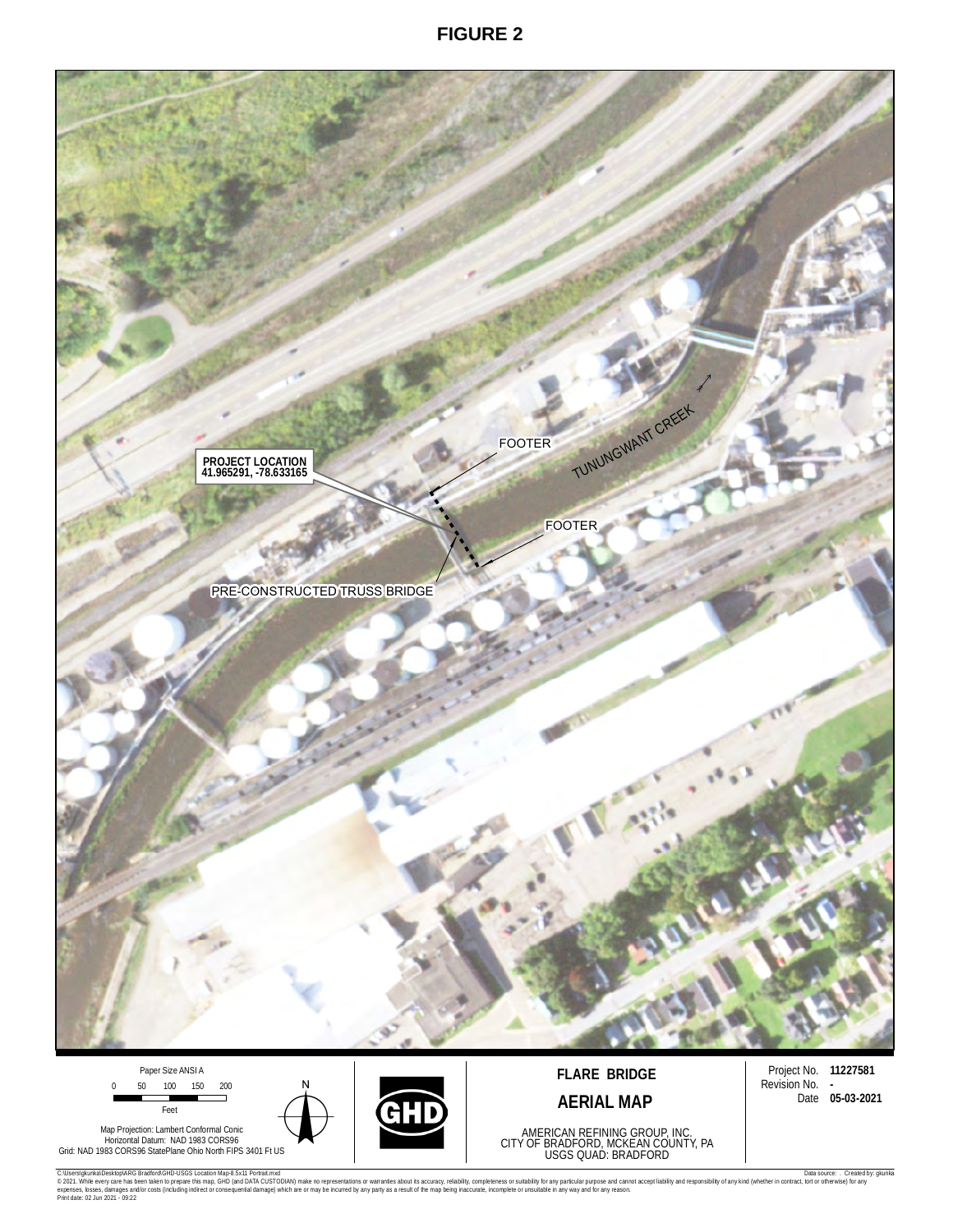# FIGURE 2

PROJECT LOCATION
41.965291, -78.633165

FOOTER

TUNUNGWANT CREEK

FOOTER

PRE-CONSTRUCTED TRUSS BRIDGE

Paper Size ANSI A

0 50 100 150 200

Feet

Map Projection: Lambert Conformal Conic
Horizontal Datum: NAD 1983 CORS96
Grid: NAD 1983 CORS96 StatePlane Ohio North FIPS 3401 Ft US

N

GHD

**FLARE BRIDGE**

**AERIAL MAP**

AMERICAN REFINING GROUP, INC.
CITY OF BRADFORD, MCKEAN COUNTY, PA
USGS QUAD: BRADFORD

Project No. **11227581**
Revision No. **-**
Date **05-03-2021**

C:\Users\gkunkal\Desktop\ARG Bradford\GHD-USGS Location Map-8.5x11 Portrait.mxd

© 2021. While every care has been taken to prepare this map, GHD (and DATA CUSTODIAN) make no representations or warranties about its accuracy, reliability, completeness or suitability for any particular purpose and cannot accept liability and responsibility of any kind (whether in contract, tort or otherwise) for any expenses, losses, damages and/or costs (including indirect or consequential damage) which are or may be incurred by any party as a result of the map being inaccurate, incomplete or unsuitable in any way and for any reason.

Print date: 02 Jun 2021 - 09:22

Data source: . Created by: gkunka